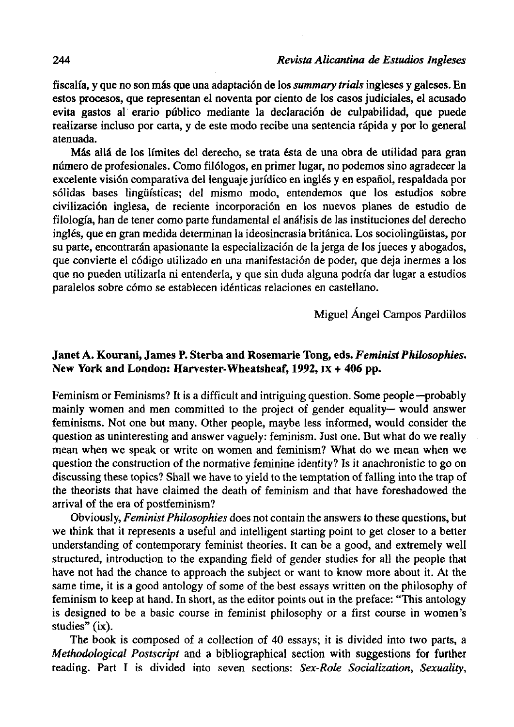fiscalía, y que no son más que una adaptación de los *summary trials* ingleses y galeses. En estos procesos, que representan el noventa por ciento de los casos judiciales, el acusado evita gastos al erario público mediante la declaración de culpabilidad, que puede realizarse incluso por carta, y de este modo recibe una sentencia rápida y por lo general atenuada.

Más allá de los límites del derecho, se trata ésta de una obra de utilidad para gran número de profesionales. Como filólogos, en primer lugar, no podemos sino agradecer la excelente visión comparativa del lenguaje jurídico en inglés y en español, respaldada por sólidas bases lingüísticas; del mismo modo, entendemos que los estudios sobre civilización inglesa, de reciente incorporación en los nuevos planes de estudio de filología, han de tener como parte fundamental el análisis de las instituciones del derecho inglés, que en gran medida determinan la ideosincrasia británica. Los sociolingüistas, por su parte, encontrarán apasionante la especialización de la jerga de los jueces y abogados, que convierte el código utilizado en una manifestación de poder, que deja inermes a los que no pueden utilizarla ni entenderla, y que sin duda alguna podría dar lugar a estudios paralelos sobre cómo se establecen idénticas relaciones en castellano.

Miguel Ángel Campos Pardillos

## Janet A. Kourani, James P. Sterba and Rosemarie Tong, eds. *Feminist Philosophies*. New York and London: Harvester-Wheatsheaf, 1992, IX + 406 pp.

Feminism or Feminisms? It is a difficult and intriguing question. Some people —probably mainly women and men committed to the project of gender equality— would answer feminisms. Not one but many. Other people, maybe less informed, would consider the question as uninteresting and answer vaguely: feminism. Just one. But what do we really mean when we speak or write on women and feminism? What do we mean when we question the construction of the normative feminine identity? Is it anachronistic to go on discussing these topics? Shall we have to yield to the temptation of falling into the trap of the theorists that have claimed the death of feminism and that have foreshadowed the arrival of the era of postfeminism?

Obviously, *Feminist Philosophies* does not contain the answers to these questions, but we think that it represents a useful and intelligent starting point to get closer to a better understanding of contemporary feminist theories. It can be a good, and extremely well structured, introduction to the expanding field of gender studies for all the people that have not had the chance to approach the subject or want to know more about it. At the same time, it is a good antology of some of the best essays written on the philosophy of feminism to keep at hand. In short, as the editor points out in the preface: "This antology is designed to be a basic course in feminist philosophy or a first course in women's studies" (ix).

The book is composed of a collection of 40 essays; it is divided into two parts, a *Methodological Postscript* and a bibliographical section with suggestions for further reading. Part I is divided into seven sections: *Sex-Role Socialization*, *Sexuality*,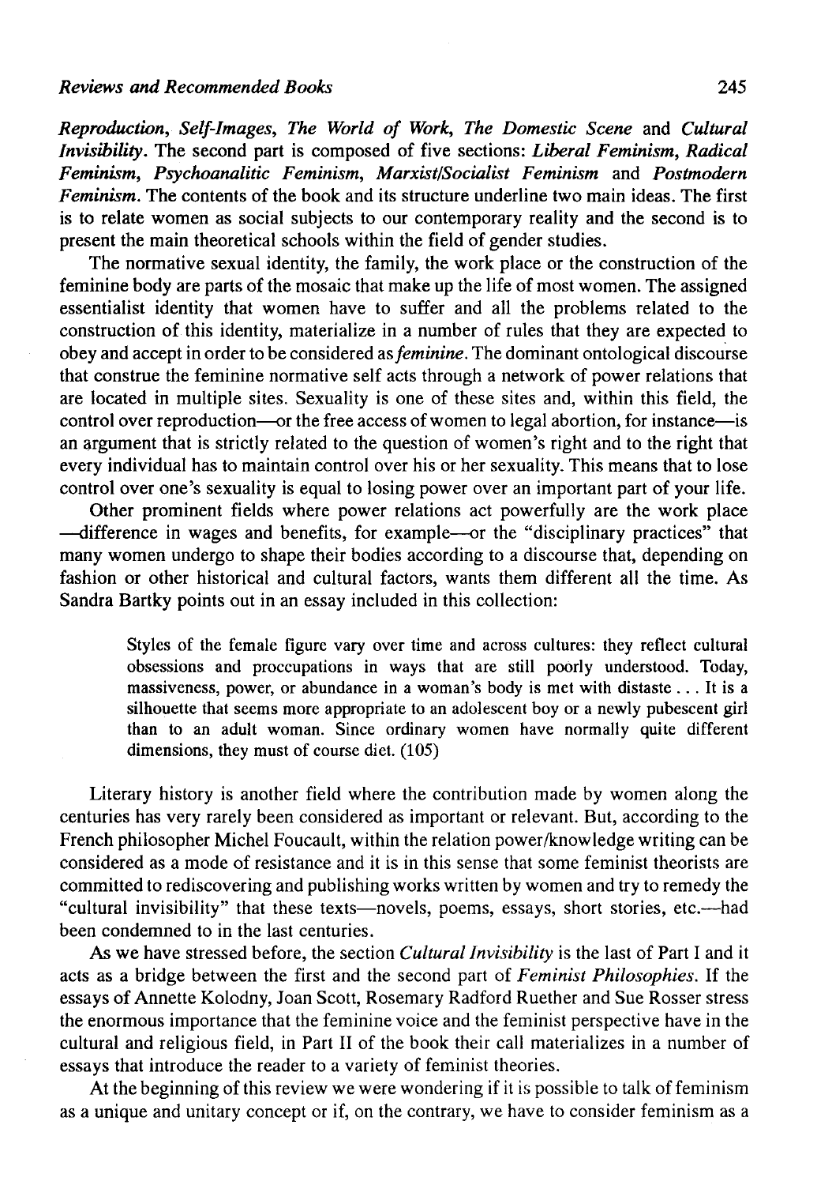*Reproduction*, *Self-Images*, *The World of Work*, *The Domestic Scene* and *Cultural Invisibility*. The second part is composed of five sections: *Liberal Feminism*, *Radical Feminism*, *Psychoanalitic Feminism*, *Marxist/Socialist Feminism* and *Postmodern Feminism*. The contents of the book and its structure underline two main ideas. The first is to relate women as social subjects to our contemporary reality and the second is to present the main theoretical schools within the field of gender studies.

The normative sexual identity, the family, the work place or the construction of the feminine body are parts of the mosaic that make up the life of most women. The assigned essentialist identity that women have to suffer and all the problems related to the construction of this identity, materialize in a number of rules that they are expected to obey and accept in order to be considered as *feminine*. The dominant ontological discourse that construe the feminine normative self acts through a network of power relations that are located in multiple sites. Sexuality is one of these sites and, within this field, the control over reproduction—or the free access of women to legal abortion, for instance—is an argument that is strictly related to the question of women's right and to the right that every individual has to maintain control over his or her sexuality. This means that to lose control over one's sexuality is equal to losing power over an important part of your life.

Other prominent fields where power relations act powerfully are the work place —difference in wages and benefits, for example—or the "disciplinary practices" that many women undergo to shape their bodies according to a discourse that, depending on fashion or other historical and cultural factors, wants them different all the time. As Sandra Bartky points out in an essay included in this collection:

> Styles of the female figure vary over time and across cultures: they reflect cultural obsessions and proccupations in ways that are still poorly understood. Today, massiveness, power, or abundance in a woman's body is met with distaste . . . It is a silhouette that seems more appropriate to an adolescent boy or a newly pubescent girl than to an adult woman. Since ordinary women have normally quite different dimensions, they must of course diet. (105)

Literary history is another field where the contribution made by women along the centuries has very rarely been considered as important or relevant. But, according to the French philosopher Michel Foucault, within the relation power/knowledge writing can be considered as a mode of resistance and it is in this sense that some feminist theorists are committed to rediscovering and publishing works written by women and try to remedy the "cultural invisibility" that these texts—novels, poems, essays, short stories, etc.—had been condemned to in the last centuries.

As we have stressed before, the section *Cultural Invisibility* is the last of Part I and it acts as a bridge between the first and the second part of *Feminist Philosophies*. If the essays of Annette Kolodny, Joan Scott, Rosemary Radford Ruether and Sue Rosser stress the enormous importance that the feminine voice and the feminist perspective have in the cultural and religious field, in Part II of the book their call materializes in a number of essays that introduce the reader to a variety of feminist theories.

At the beginning of this review we were wondering if it is possible to talk of feminism as a unique and unitary concept or if, on the contrary, we have to consider feminism as a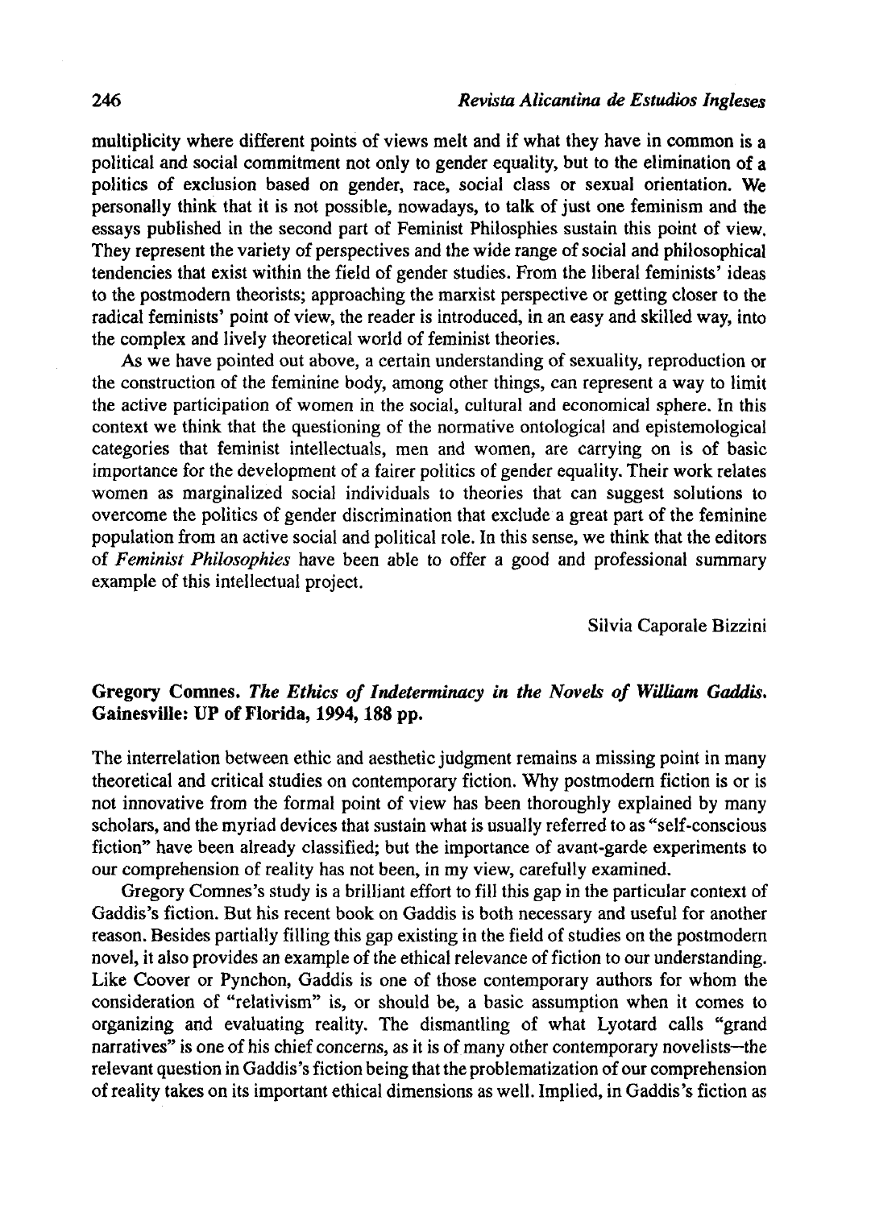multiplicity where different points of views melt and if what they have in common is a political and social commitment not only to gender equality, but to the elimination of a politics of exclusion based on gender, race, social class or sexual orientation. We personally think that it is not possible, nowadays, to talk of just one feminism and the essays published in the second part of Feminist Philosphies sustain this point of view. They represent the variety of perspectives and the wide range of social and philosophical tendencies that exist within the field of gender studies. From the liberal feminists' ideas to the postmodern theorists; approaching the marxist perspective or getting closer to the radical feminists' point of view, the reader is introduced, in an easy and skilled way, into the complex and lively theoretical world of feminist theories.

As we have pointed out above, a certain understanding of sexuality, reproduction or the construction of the feminine body, among other things, can represent a way to limit the active participation of women in the social, cultural and economical sphere. In this context we think that the questioning of the normative ontological and epistemological categories that feminist intellectuals, men and women, are carrying on is of basic importance for the development of a fairer politics of gender equality. Their work relates women as marginalized social individuals to theories that can suggest solutions to overcome the politics of gender discrimination that exclude a great part of the feminine population from an active social and political role. In this sense, we think that the editors of *Feminist Philosophies* have been able to offer a good and professional summary example of this intellectual project.

Silvia Caporale Bizzini

## Gregory Comnes. *The Ethics of Indeterminacy in the Novels of William Gaddis.* Gainesville: UP of Florida, 1994, 188 pp.

The interrelation between ethic and aesthetic judgment remains a missing point in many theoretical and critical studies on contemporary fiction. Why postmodern fiction is or is not innovative from the formal point of view has been thoroughly explained by many scholars, and the myriad devices that sustain what is usually referred to as "self-conscious fiction" have been already classified; but the importance of avant-garde experiments to our comprehension of reality has not been, in my view, carefully examined.

Gregory Comnes's study is a brilliant effort to fill this gap in the particular context of Gaddis's fiction. But his recent book on Gaddis is both necessary and useful for another reason. Besides partially filling this gap existing in the field of studies on the postmodern novel, it also provides an example of the ethical relevance of fiction to our understanding. Like Coover or Pynchon, Gaddis is one of those contemporary authors for whom the consideration of "relativism" is, or should be, a basic assumption when it comes to organizing and evaluating reality. The dismantling of what Lyotard calls "grand narratives" is one of his chief concerns, as it is of many other contemporary novelists—the relevant question in Gaddis's fiction being that the problematization of our comprehension of reality takes on its important ethical dimensions as well. Implied, in Gaddis's fiction as